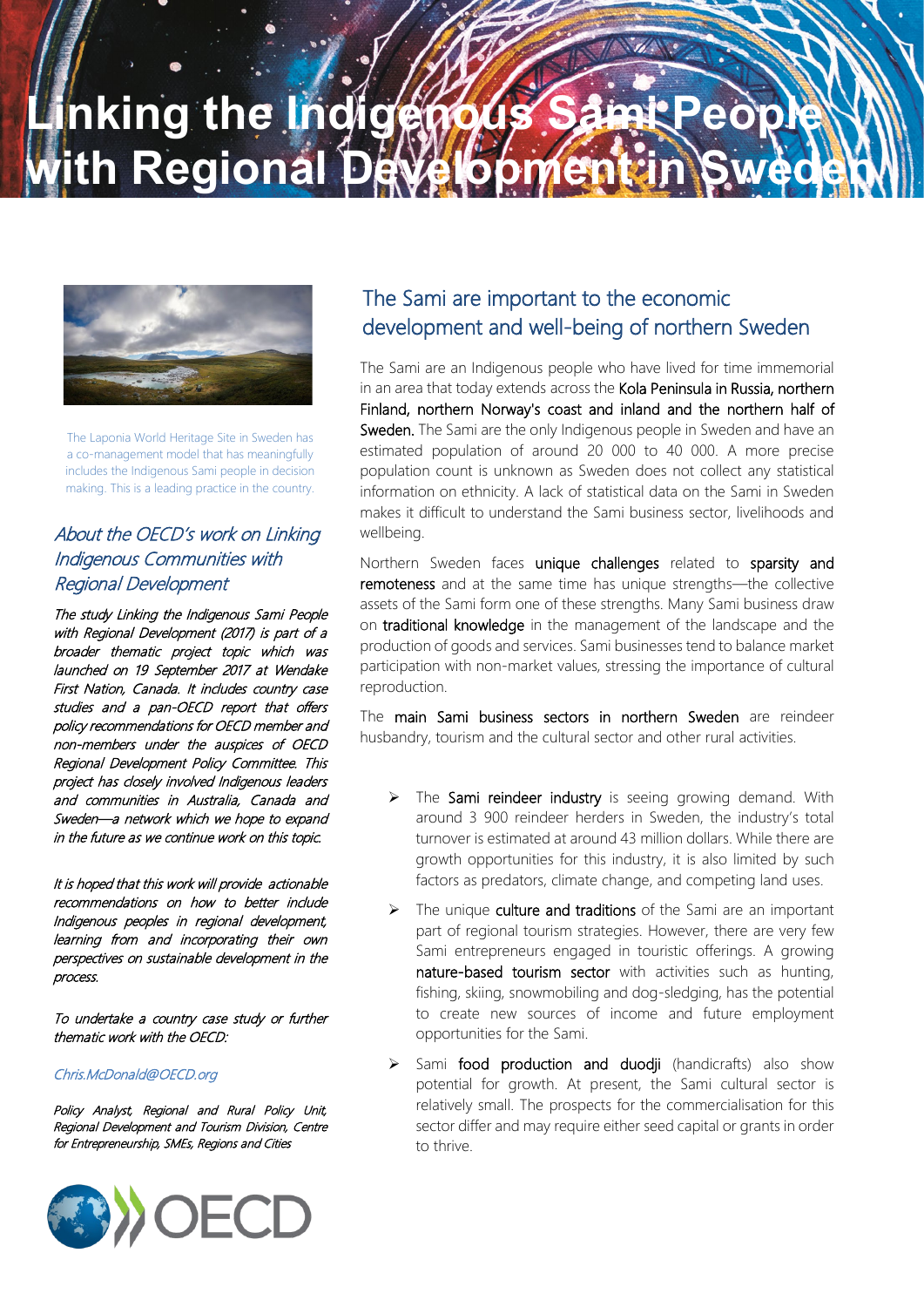# Linking the Indigenous Sami People with Regional Development in Sweden

The Laponia World Heritage Site in Sweden has a co-management model that has meaningfully includes the Indigenous Sami people in decision making. This is a leading practice in the country.

## *About the OECD's work on Linking Indigenous Communities with Regional Development*

*The study Linking the Indigenous Sami People with Regional Development (2017) is part of a broader thematic project topic which was launched on 19 September 2017 at Wendake First Nation, Canada. It includes country case studies and a pan-OECD report that offers policy recommendations for OECD member and non-members under the auspices of OECD Regional Development Policy Committee. This project has closely involved Indigenous leaders and communities in Australia, Canada and Sweden—a network which we hope to expand in the future as we continue work on this topic.*

*It is hoped that this work will provide actionable recommendations on how to better include Indigenous peoples in regional development, learning from and incorporating their own perspectives on sustainable development in the process.*

*To undertake a country case study or further thematic work with the OECD:*

*Chris.McDonald@OECD.org*

*Policy Analyst, Regional and Rural Policy Unit, Regional Development and Tourism Division, Centre for Entrepreneurship, SMEs, Regions and Cities*

OECD

## The Sami are important to the economic development and well-being of northern Sweden

The Sami are an Indigenous people who have lived for time immemorial in an area that today extends across the Kola Peninsula in Russia, northern Finland, northern Norway's coast and inland and the northern half of Sweden. The Sami are the only Indigenous people in Sweden and have an estimated population of around 20 000 to 40 000. A more precise population count is unknown as Sweden does not collect any statistical information on ethnicity. A lack of statistical data on the Sami in Sweden makes it difficult to understand the Sami business sector, livelihoods and wellbeing.

Northern Sweden faces unique challenges related to sparsity and remoteness and at the same time has unique strengths—the collective assets of the Sami form one of these strengths. Many Sami business draw on traditional knowledge in the management of the landscape and the production of goods and services. Sami businesses tend to balance market participation with non-market values, stressing the importance of cultural reproduction.

The main Sami business sectors in northern Sweden are reindeer husbandry, tourism and the cultural sector and other rural activities.

- The Sami reindeer industry is seeing growing demand. With around 3 900 reindeer herders in Sweden, the industry's total turnover is estimated at around 43 million dollars. While there are growth opportunities for this industry, it is also limited by such factors as predators, climate change, and competing land uses.
- The unique culture and traditions of the Sami are an important part of regional tourism strategies. However, there are very few Sami entrepreneurs engaged in touristic offerings. A growing nature-based tourism sector with activities such as hunting, fishing, skiing, snowmobiling and dog-sledging, has the potential to create new sources of income and future employment opportunities for the Sami.
- Sami food production and duodji (handicrafts) also show potential for growth. At present, the Sami cultural sector is relatively small. The prospects for the commercialisation for this sector differ and may require either seed capital or grants in order to thrive.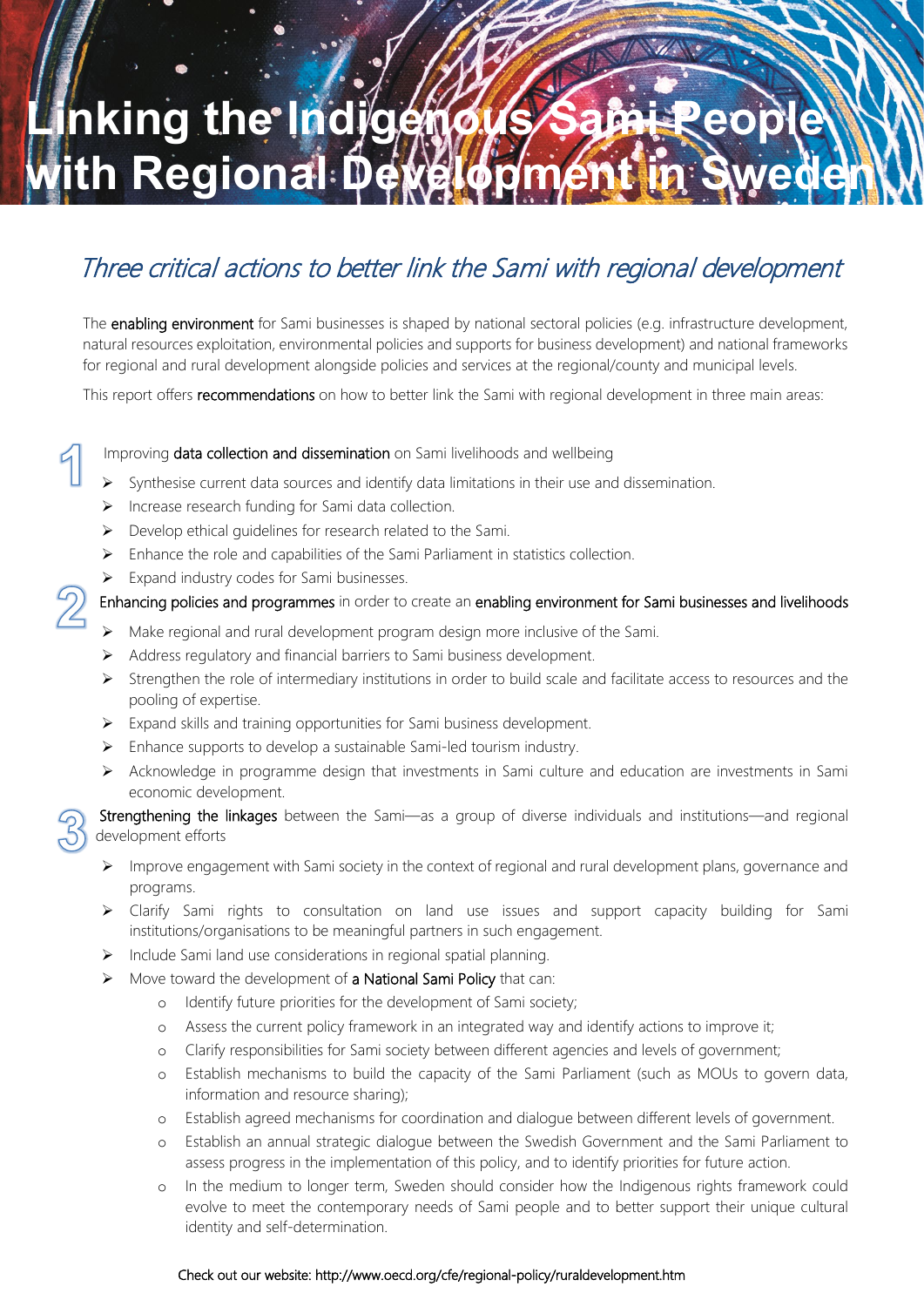# Linking the Indigenous Sami People with Regional Development in Sweden

## *Three critical actions to better link the Sami with regional development*

The enabling environment for Sami businesses is shaped by national sectoral policies (e.g. infrastructure development, natural resources exploitation, environmental policies and supports for business development) and national frameworks for regional and rural development alongside policies and services at the regional/county and municipal levels.

This report offers recommendations on how to better link the Sami with regional development in three main areas:

**1** Improving data collection and dissemination on Sami livelihoods and wellbeing

- Synthesise current data sources and identify data limitations in their use and dissemination.
- Increase research funding for Sami data collection.
- Develop ethical guidelines for research related to the Sami.
- Enhance the role and capabilities of the Sami Parliament in statistics collection.
- Expand industry codes for Sami businesses.

**2** Enhancing policies and programmes in order to create an enabling environment for Sami businesses and livelihoods

- Make regional and rural development program design more inclusive of the Sami.
- Address regulatory and financial barriers to Sami business development.
- Strengthen the role of intermediary institutions in order to build scale and facilitate access to resources and the pooling of expertise.
- Expand skills and training opportunities for Sami business development.
- Enhance supports to develop a sustainable Sami-led tourism industry.
- Acknowledge in programme design that investments in Sami culture and education are investments in Sami economic development.

**3** Strengthening the linkages between the Sami—as a group of diverse individuals and institutions—and regional development efforts

- Improve engagement with Sami society in the context of regional and rural development plans, governance and programs.
- Clarify Sami rights to consultation on land use issues and support capacity building for Sami institutions/organisations to be meaningful partners in such engagement.
- Include Sami land use considerations in regional spatial planning.
- Move toward the development of a National Sami Policy that can:
  - Identify future priorities for the development of Sami society;
  - Assess the current policy framework in an integrated way and identify actions to improve it;
  - Clarify responsibilities for Sami society between different agencies and levels of government;
  - Establish mechanisms to build the capacity of the Sami Parliament (such as MOUs to govern data, information and resource sharing);
  - Establish agreed mechanisms for coordination and dialogue between different levels of government.
  - Establish an annual strategic dialogue between the Swedish Government and the Sami Parliament to assess progress in the implementation of this policy, and to identify priorities for future action.
  - In the medium to longer term, Sweden should consider how the Indigenous rights framework could evolve to meet the contemporary needs of Sami people and to better support their unique cultural identity and self-determination.

Check out our website: http://www.oecd.org/cfe/regional-policy/ruraldevelopment.htm